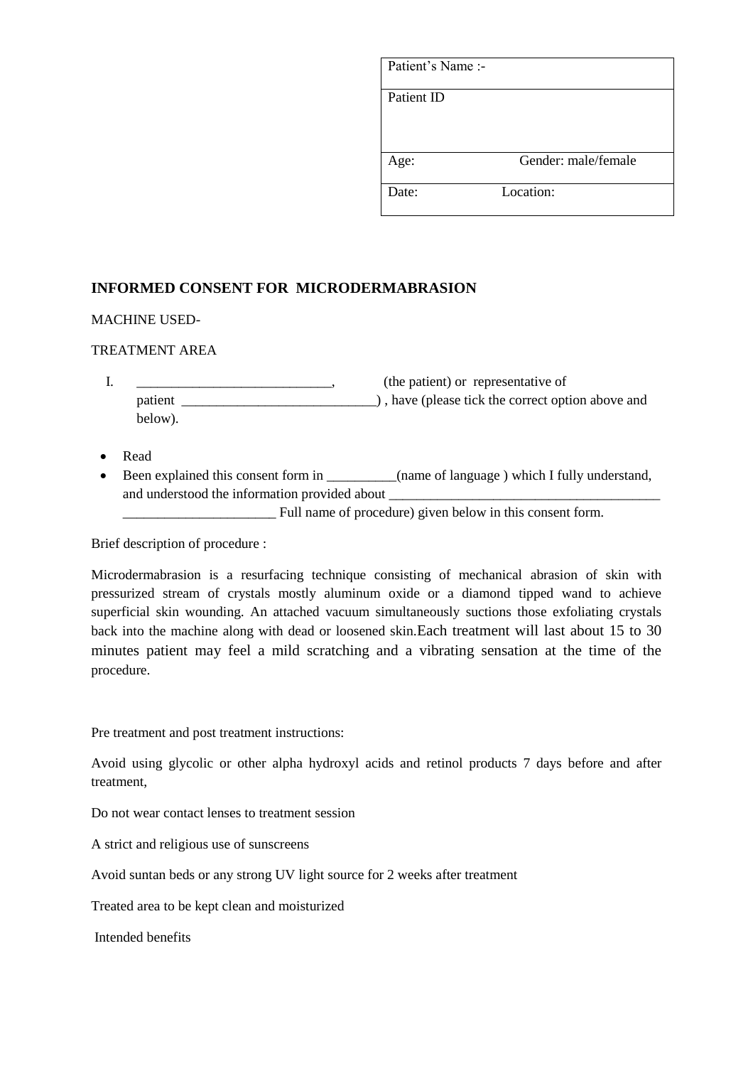| Patient's Name :- | |
|---|---|
| Patient ID | |
| Age: | Gender: male/female |
| Date: | Location: |

## INFORMED CONSENT FOR MICRODERMABRASION

MACHINE USED-

TREATMENT AREA

I. ____________________________, (the patient) or representative of patient ____________________________) , have (please tick the correct option above and below).

- Read
- Been explained this consent form in __________(name of language ) which I fully understand, and understood the information provided about ________________________________________ ______________________ Full name of procedure) given below in this consent form.

Brief description of procedure :

Microdermabrasion is a resurfacing technique consisting of mechanical abrasion of skin with pressurized stream of crystals mostly aluminum oxide or a diamond tipped wand to achieve superficial skin wounding. An attached vacuum simultaneously suctions those exfoliating crystals back into the machine along with dead or loosened skin.Each treatment will last about 15 to 30 minutes patient may feel a mild scratching and a vibrating sensation at the time of the procedure.

Pre treatment and post treatment instructions:

Avoid using glycolic or other alpha hydroxyl acids and retinol products 7 days before and after treatment,

Do not wear contact lenses to treatment session

A strict and religious use of sunscreens

Avoid suntan beds or any strong UV light source for 2 weeks after treatment

Treated area to be kept clean and moisturized

Intended benefits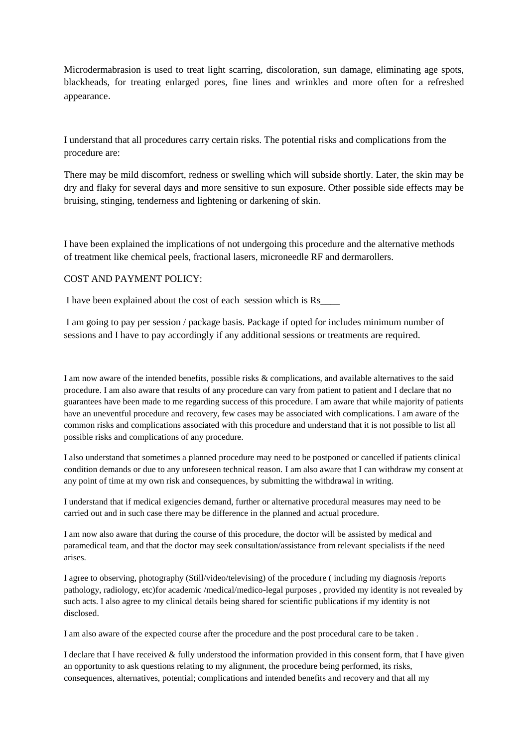Microdermabrasion is used to treat light scarring, discoloration, sun damage, eliminating age spots, blackheads, for treating enlarged pores, fine lines and wrinkles and more often for a refreshed appearance.

I understand that all procedures carry certain risks. The potential risks and complications from the procedure are:

There may be mild discomfort, redness or swelling which will subside shortly. Later, the skin may be dry and flaky for several days and more sensitive to sun exposure. Other possible side effects may be bruising, stinging, tenderness and lightening or darkening of skin.

I have been explained the implications of not undergoing this procedure and the alternative methods of treatment like chemical peels, fractional lasers, microneedle RF and dermarollers.

COST AND PAYMENT POLICY:

I have been explained about the cost of each session which is Rs____

I am going to pay per session / package basis. Package if opted for includes minimum number of sessions and I have to pay accordingly if any additional sessions or treatments are required.

I am now aware of the intended benefits, possible risks & complications, and available alternatives to the said procedure. I am also aware that results of any procedure can vary from patient to patient and I declare that no guarantees have been made to me regarding success of this procedure. I am aware that while majority of patients have an uneventful procedure and recovery, few cases may be associated with complications. I am aware of the common risks and complications associated with this procedure and understand that it is not possible to list all possible risks and complications of any procedure.

I also understand that sometimes a planned procedure may need to be postponed or cancelled if patients clinical condition demands or due to any unforeseen technical reason. I am also aware that I can withdraw my consent at any point of time at my own risk and consequences, by submitting the withdrawal in writing.

I understand that if medical exigencies demand, further or alternative procedural measures may need to be carried out and in such case there may be difference in the planned and actual procedure.

I am now also aware that during the course of this procedure, the doctor will be assisted by medical and paramedical team, and that the doctor may seek consultation/assistance from relevant specialists if the need arises.

I agree to observing, photography (Still/video/televising) of the procedure ( including my diagnosis /reports pathology, radiology, etc)for academic /medical/medico-legal purposes , provided my identity is not revealed by such acts. I also agree to my clinical details being shared for scientific publications if my identity is not disclosed.

I am also aware of the expected course after the procedure and the post procedural care to be taken .

I declare that I have received & fully understood the information provided in this consent form, that I have given an opportunity to ask questions relating to my alignment, the procedure being performed, its risks, consequences, alternatives, potential; complications and intended benefits and recovery and that all my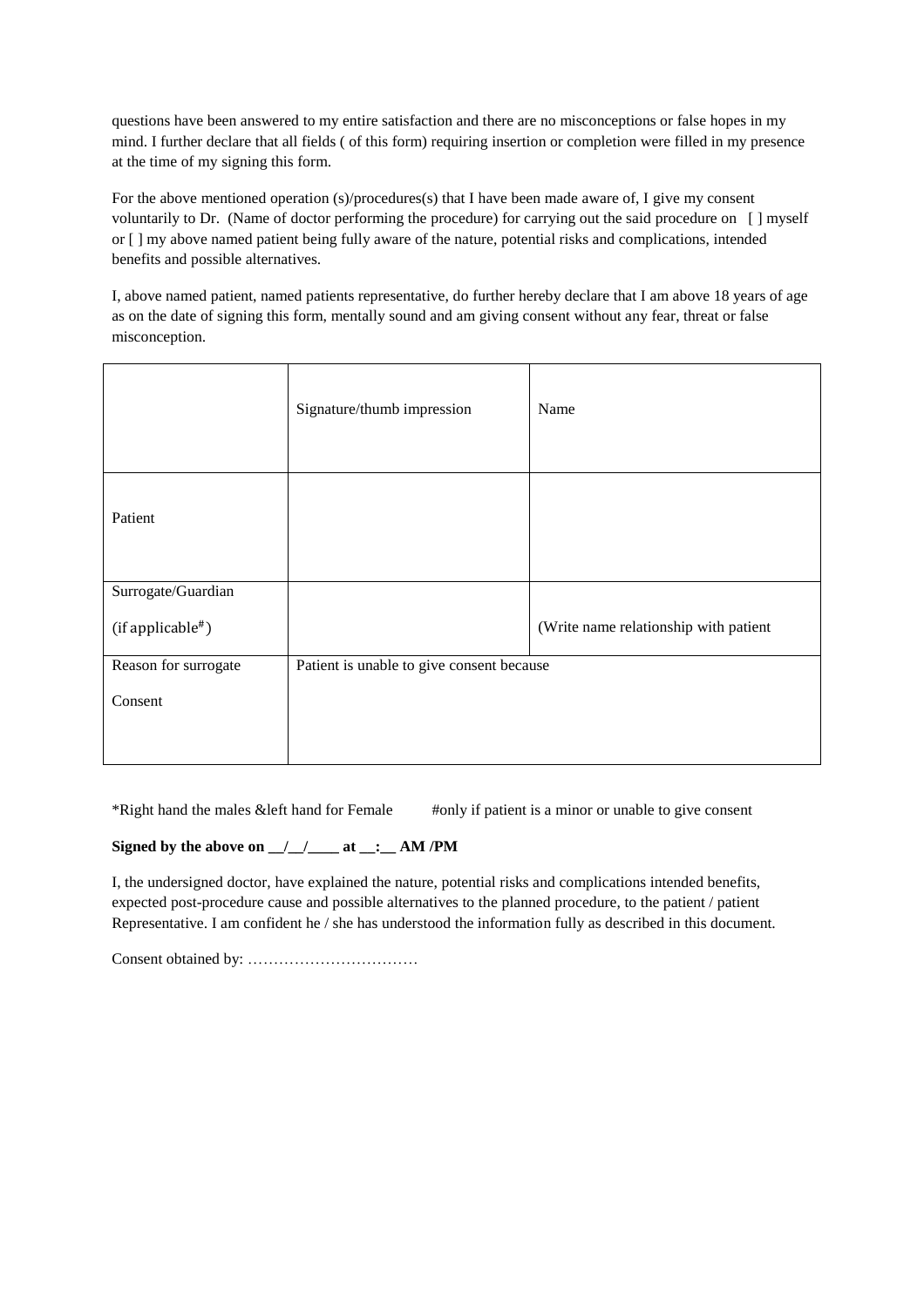questions have been answered to my entire satisfaction and there are no misconceptions or false hopes in my mind. I further declare that all fields ( of this form) requiring insertion or completion were filled in my presence at the time of my signing this form.

For the above mentioned operation (s)/procedures(s) that I have been made aware of, I give my consent voluntarily to Dr. (Name of doctor performing the procedure) for carrying out the said procedure on [ ] myself or [ ] my above named patient being fully aware of the nature, potential risks and complications, intended benefits and possible alternatives.

I, above named patient, named patients representative, do further hereby declare that I am above 18 years of age as on the date of signing this form, mentally sound and am giving consent without any fear, threat or false misconception.

| | Signature/thumb impression | Name |
|---|---|---|
| Patient | | |
| Surrogate/Guardian (if applicable#) | | (Write name relationship with patient |
| Reason for surrogate Consent | Patient is unable to give consent because | |

*Right hand the males &left hand for Female #only if patient is a minor or unable to give consent

**Signed by the above on __/__/____ at __:__ AM /PM**

I, the undersigned doctor, have explained the nature, potential risks and complications intended benefits, expected post-procedure cause and possible alternatives to the planned procedure, to the patient / patient Representative. I am confident he / she has understood the information fully as described in this document.

Consent obtained by: ……………………………